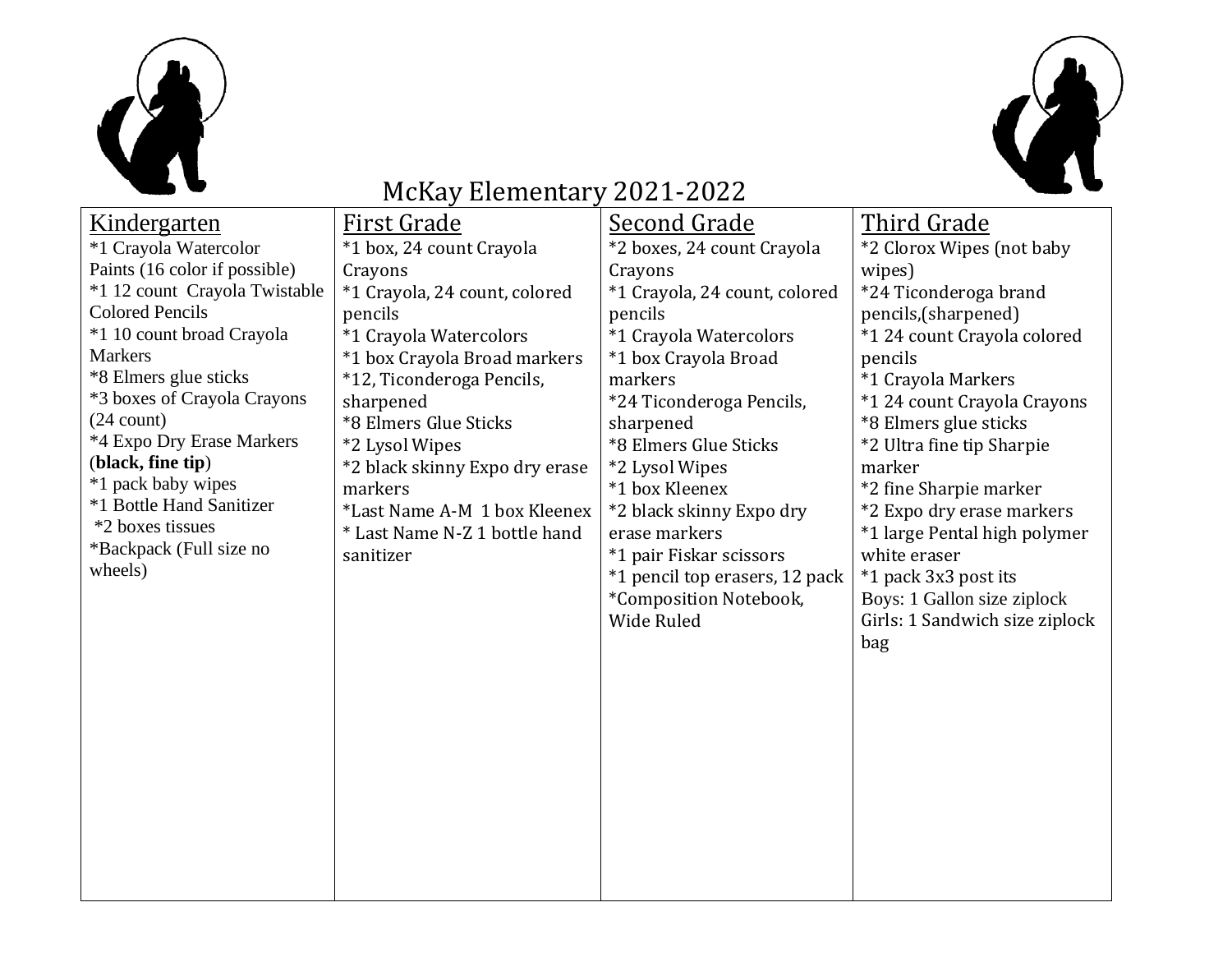# McKay Elementary 2021-2022

| Kindergarten | First Grade | Second Grade | Third Grade |
|---|---|---|---|
| *1 Crayola Watercolor Paints (16 color if possible)<br>*1 12 count Crayola Twistable Colored Pencils<br>*1 10 count broad Crayola Markers<br>*8 Elmers glue sticks<br>*3 boxes of Crayola Crayons (24 count)<br>*4 Expo Dry Erase Markers (**black, fine tip**)<br>*1 pack baby wipes<br>*1 Bottle Hand Sanitizer<br>*2 boxes tissues<br>*Backpack (Full size no wheels) | *1 box, 24 count Crayola Crayons<br>*1 Crayola, 24 count, colored pencils<br>*1 Crayola Watercolors<br>*1 box Crayola Broad markers<br>*12, Ticonderoga Pencils, sharpened<br>*8 Elmers Glue Sticks<br>*2 Lysol Wipes<br>*2 black skinny Expo dry erase markers<br>*Last Name A-M 1 box Kleenex<br>* Last Name N-Z 1 bottle hand sanitizer | *2 boxes, 24 count Crayola Crayons<br>*1 Crayola, 24 count, colored pencils<br>*1 Crayola Watercolors<br>*1 box Crayola Broad markers<br>*24 Ticonderoga Pencils, sharpened<br>*8 Elmers Glue Sticks<br>*2 Lysol Wipes<br>*1 box Kleenex<br>*2 black skinny Expo dry erase markers<br>*1 pair Fiskar scissors<br>*1 pencil top erasers, 12 pack<br>*Composition Notebook, Wide Ruled | *2 Clorox Wipes (not baby wipes)<br>*24 Ticonderoga brand pencils,(sharpened)<br>*1 24 count Crayola colored pencils<br>*1 Crayola Markers<br>*1 24 count Crayola Crayons<br>*8 Elmers glue sticks<br>*2 Ultra fine tip Sharpie marker<br>*2 fine Sharpie marker<br>*2 Expo dry erase markers<br>*1 large Pental high polymer white eraser<br>*1 pack 3x3 post its<br>Boys: 1 Gallon size ziplock<br>Girls: 1 Sandwich size ziplock bag |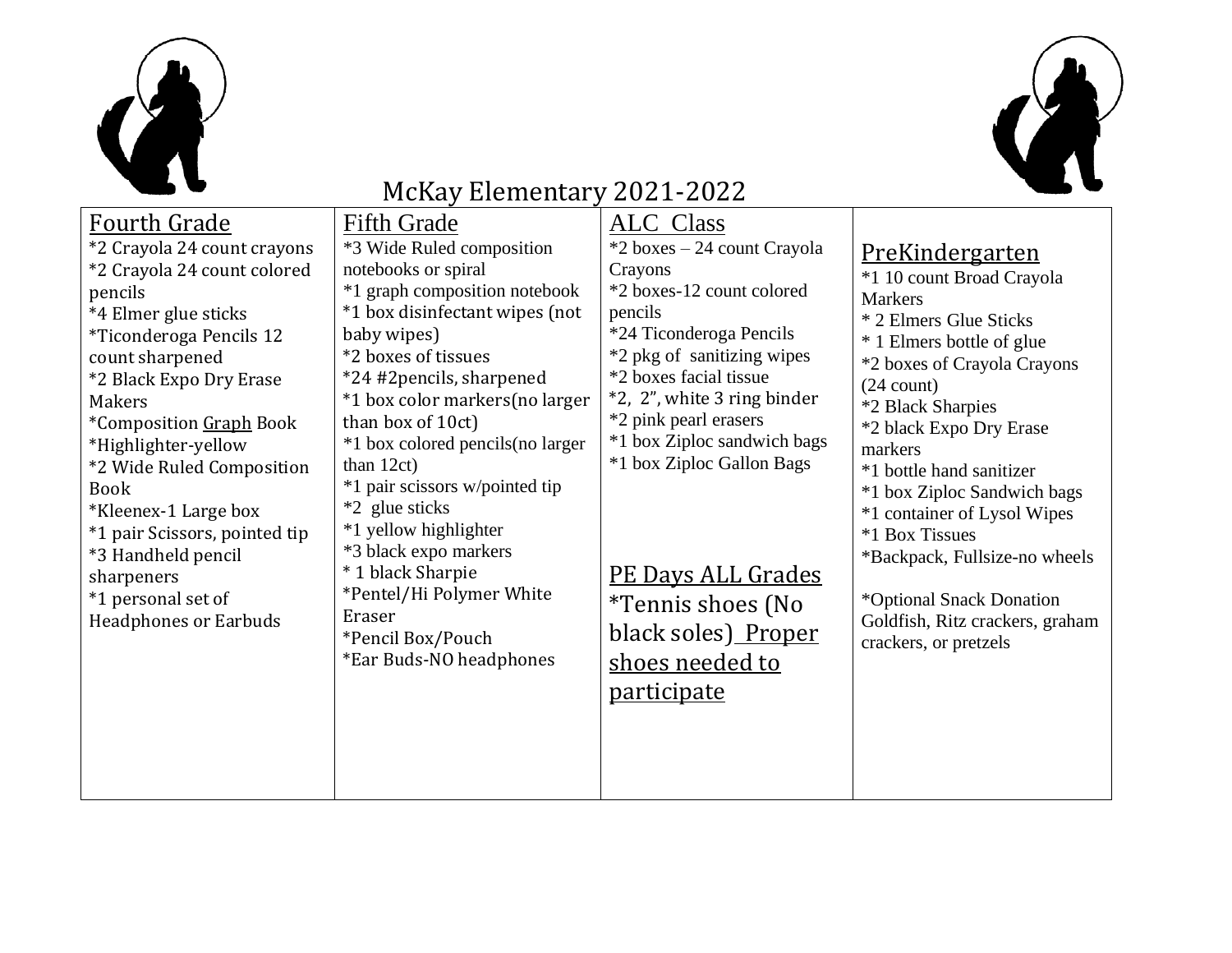# McKay Elementary 2021-2022

## Fourth Grade

*2 Crayola 24 count crayons
*2 Crayola 24 count colored pencils
*4 Elmer glue sticks
*Ticonderoga Pencils 12 count sharpened
*2 Black Expo Dry Erase Makers
*Composition Graph Book
*Highlighter-yellow
*2 Wide Ruled Composition Book
*Kleenex-1 Large box
*1 pair Scissors, pointed tip
*3 Handheld pencil sharpeners
*1 personal set of Headphones or Earbuds

## Fifth Grade

*3 Wide Ruled composition notebooks or spiral
*1 graph composition notebook
*1 box disinfectant wipes (not baby wipes)
*2 boxes of tissues
*24 #2pencils, sharpened
*1 box color markers(no larger than box of 10ct)
*1 box colored pencils(no larger than 12ct)
*1 pair scissors w/pointed tip
*2 glue sticks
*1 yellow highlighter
*3 black expo markers
* 1 black Sharpie
*Pentel/Hi Polymer White Eraser
*Pencil Box/Pouch
*Ear Buds-NO headphones

## ALC Class

*2 boxes – 24 count Crayola Crayons
*2 boxes-12 count colored pencils
*24 Ticonderoga Pencils
*2 pkg of sanitizing wipes
*2 boxes facial tissue
*2, 2", white 3 ring binder
*2 pink pearl erasers
*1 box Ziploc sandwich bags
*1 box Ziploc Gallon Bags

## PE Days ALL Grades

*Tennis shoes (No black soles) Proper shoes needed to participate

## PreKindergarten

*1 10 count Broad Crayola Markers
* 2 Elmers Glue Sticks
* 1 Elmers bottle of glue
*2 boxes of Crayola Crayons (24 count)
*2 Black Sharpies
*2 black Expo Dry Erase markers
*1 bottle hand sanitizer
*1 box Ziploc Sandwich bags
*1 container of Lysol Wipes
*1 Box Tissues
*Backpack, Fullsize-no wheels

*Optional Snack Donation Goldfish, Ritz crackers, graham crackers, or pretzels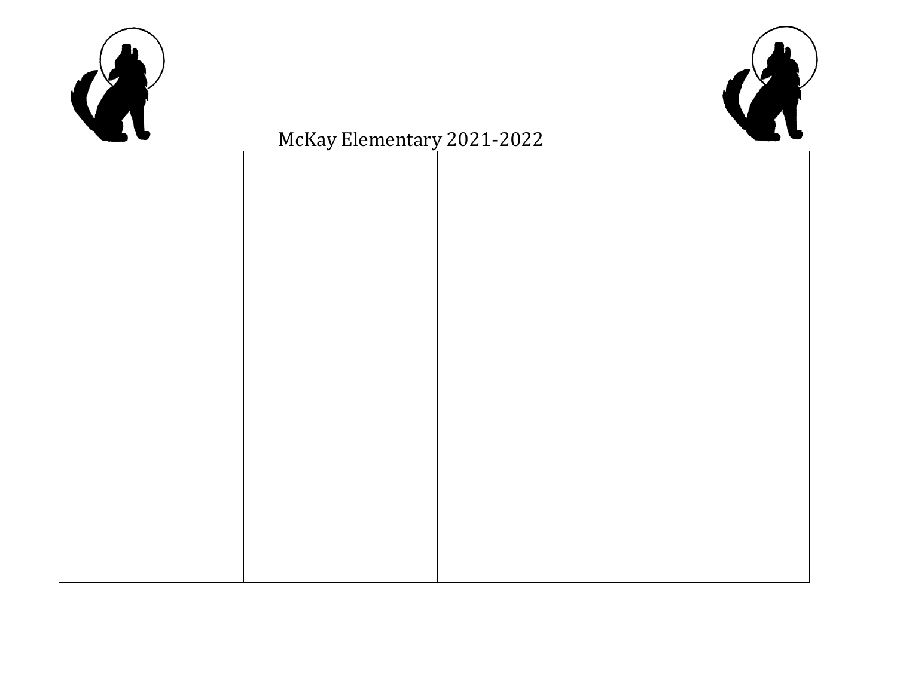McKay Elementary 2021-2022

| | | | |
|---|---|---|---|
| | | | |